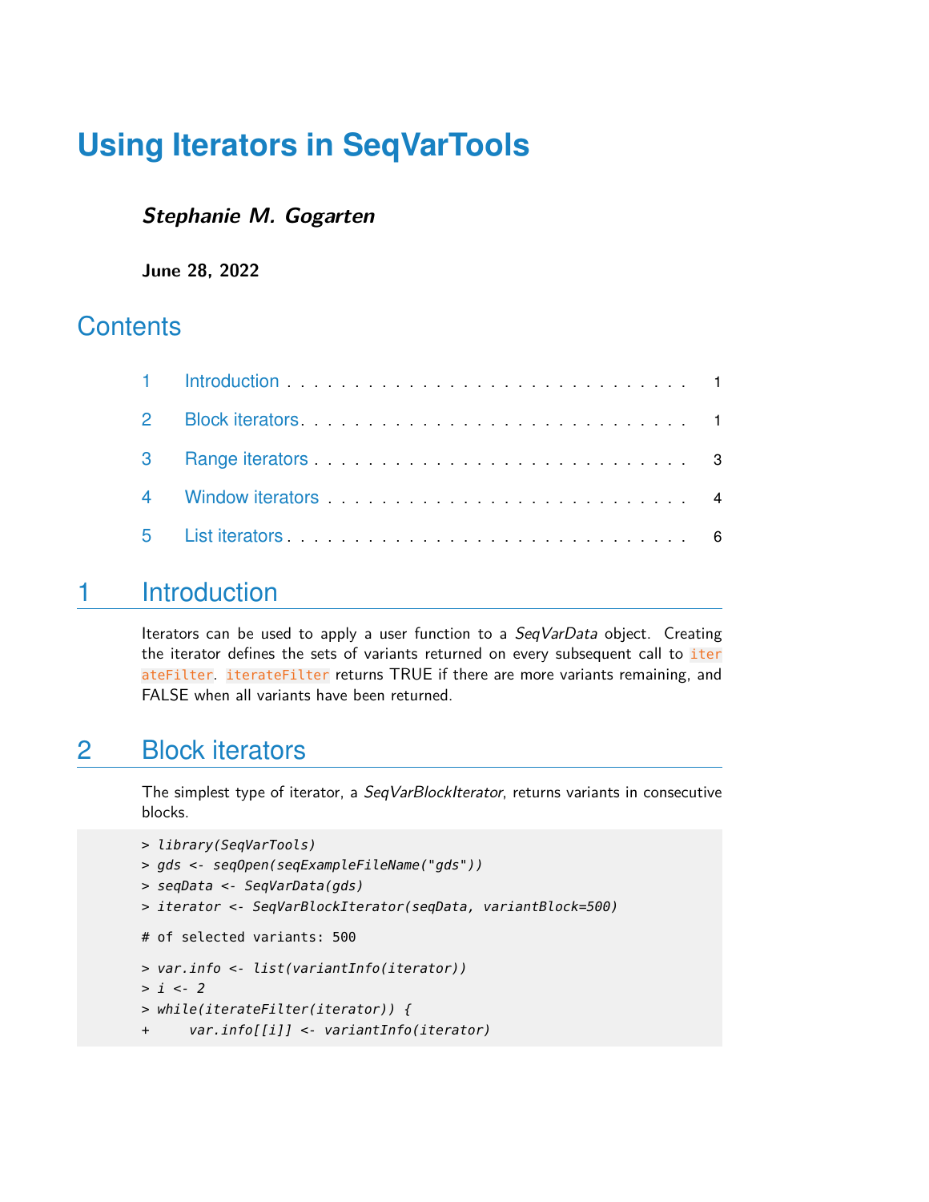# Using Iterators in SeqVarTools

***Stephanie M. Gogarten***

**June 28, 2022**

## Contents

1 Introduction . . . . . . . . . . 1

2 Block iterators . . . . . . . . . . 1

3 Range iterators . . . . . . . . . . 3

4 Window iterators . . . . . . . . . . 4

5 List iterators . . . . . . . . . . 6

## 1 Introduction

Iterators can be used to apply a user function to a *SeqVarData* object. Creating the iterator defines the sets of variants returned on every subsequent call to `iterateFilter`. `iterateFilter` returns TRUE if there are more variants remaining, and FALSE when all variants have been returned.

## 2 Block iterators

The simplest type of iterator, a *SeqVarBlockIterator*, returns variants in consecutive blocks.

```
> library(SeqVarTools)
> gds <- seqOpen(seqExampleFileName("gds"))
> seqData <- SeqVarData(gds)
> iterator <- SeqVarBlockIterator(seqData, variantBlock=500)

# of selected variants: 500

> var.info <- list(variantInfo(iterator))
> i <- 2
> while(iterateFilter(iterator)) {
+     var.info[[i]] <- variantInfo(iterator)
```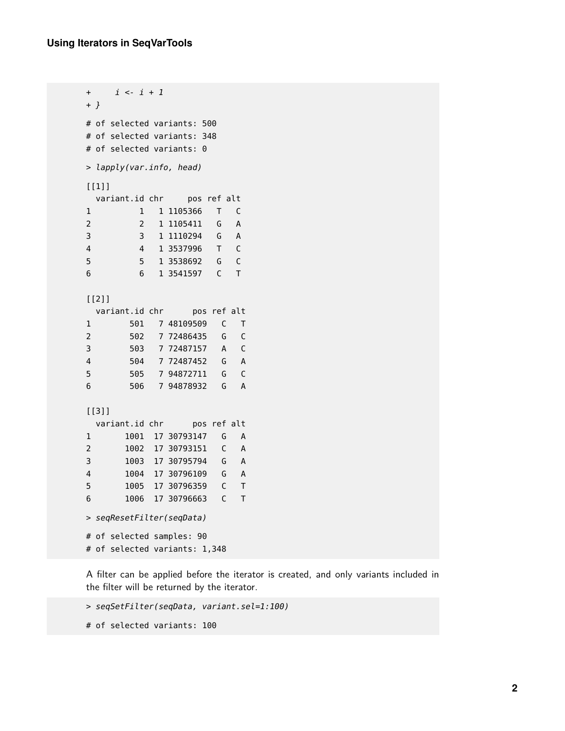```
+     i <- i + 1
+ }

# of selected variants: 500
# of selected variants: 348
# of selected variants: 0

> lapply(var.info, head)

[[1]]
  variant.id chr     pos ref alt
1          1   1 1105366   T   C
2          2   1 1105411   G   A
3          3   1 1110294   G   A
4          4   1 3537996   T   C
5          5   1 3538692   G   C
6          6   1 3541597   C   T

[[2]]
  variant.id chr      pos ref alt
1        501   7 48109509   C   T
2        502   7 72486435   G   C
3        503   7 72487157   A   C
4        504   7 72487452   G   A
5        505   7 94872711   G   C
6        506   7 94878932   G   A

[[3]]
  variant.id chr      pos ref alt
1       1001  17 30793147   G   A
2       1002  17 30793151   C   A
3       1003  17 30795794   G   A
4       1004  17 30796109   G   A
5       1005  17 30796359   C   T
6       1006  17 30796663   C   T

> seqResetFilter(seqData)

# of selected samples: 90
# of selected variants: 1,348
```

A filter can be applied before the iterator is created, and only variants included in the filter will be returned by the iterator.

```
> seqSetFilter(seqData, variant.sel=1:100)

# of selected variants: 100
```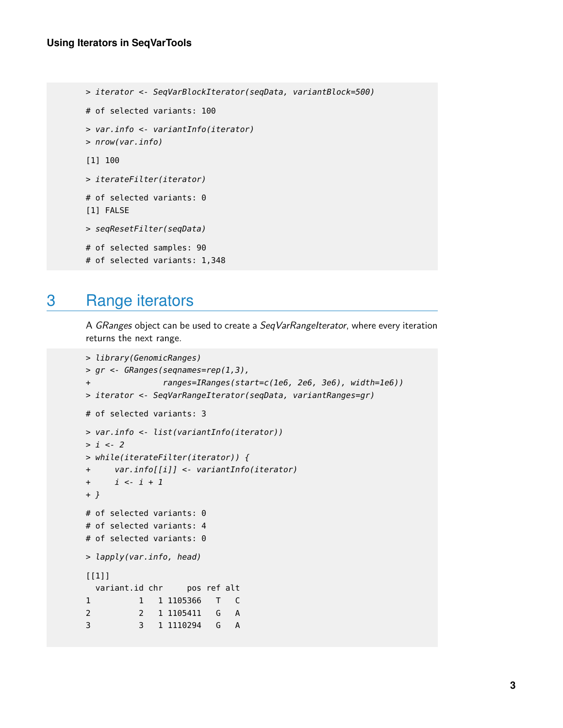```
> iterator <- SeqVarBlockIterator(seqData, variantBlock=500)

# of selected variants: 100

> var.info <- variantInfo(iterator)
> nrow(var.info)

[1] 100

> iterateFilter(iterator)

# of selected variants: 0
[1] FALSE

> seqResetFilter(seqData)

# of selected samples: 90
# of selected variants: 1,348
```

## 3 Range iterators

A *GRanges* object can be used to create a *SeqVarRangeIterator*, where every iteration returns the next range.

```
> library(GenomicRanges)
> gr <- GRanges(seqnames=rep(1,3),
+               ranges=IRanges(start=c(1e6, 2e6, 3e6), width=1e6))
> iterator <- SeqVarRangeIterator(seqData, variantRanges=gr)

# of selected variants: 3

> var.info <- list(variantInfo(iterator))
> i <- 2
> while(iterateFilter(iterator)) {
+     var.info[[i]] <- variantInfo(iterator)
+     i <- i + 1
+ }

# of selected variants: 0
# of selected variants: 4
# of selected variants: 0

> lapply(var.info, head)

[[1]]
  variant.id chr     pos ref alt
1          1   1 1105366   T   C
2          2   1 1105411   G   A
3          3   1 1110294   G   A
```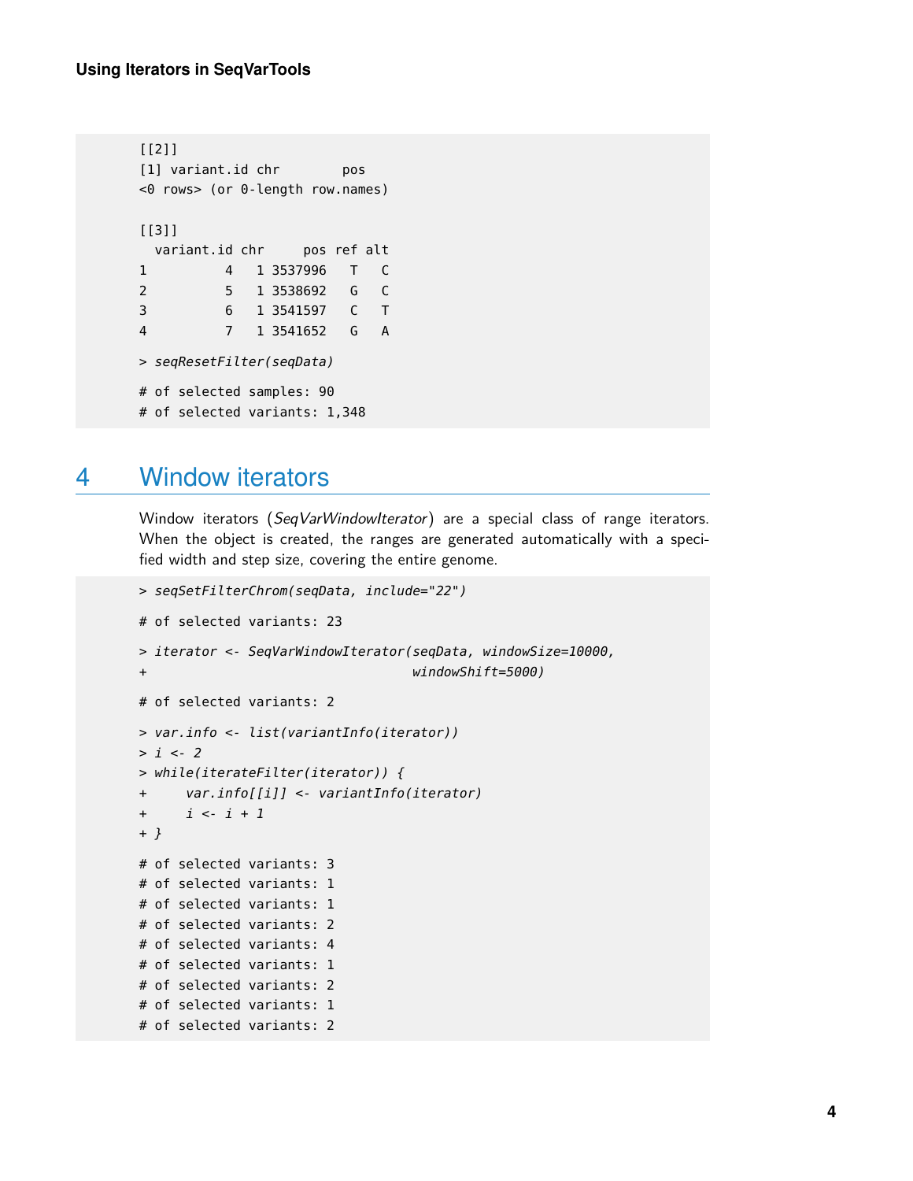```
[[2]]
[1] variant.id chr        pos
<0 rows> (or 0-length row.names)

[[3]]
  variant.id chr     pos ref alt
1          4   1 3537996   T   C
2          5   1 3538692   G   C
3          6   1 3541597   C   T
4          7   1 3541652   G   A

> seqResetFilter(seqData)

# of selected samples: 90
# of selected variants: 1,348
```

## 4 Window iterators

Window iterators (*SeqVarWindowIterator*) are a special class of range iterators. When the object is created, the ranges are generated automatically with a specified width and step size, covering the entire genome.

```
> seqSetFilterChrom(seqData, include="22")

# of selected variants: 23

> iterator <- SeqVarWindowIterator(seqData, windowSize=10000,
+                                  windowShift=5000)

# of selected variants: 2

> var.info <- list(variantInfo(iterator))
> i <- 2
> while(iterateFilter(iterator)) {
+     var.info[[i]] <- variantInfo(iterator)
+     i <- i + 1
+ }

# of selected variants: 3
# of selected variants: 1
# of selected variants: 1
# of selected variants: 2
# of selected variants: 4
# of selected variants: 1
# of selected variants: 2
# of selected variants: 1
# of selected variants: 2
```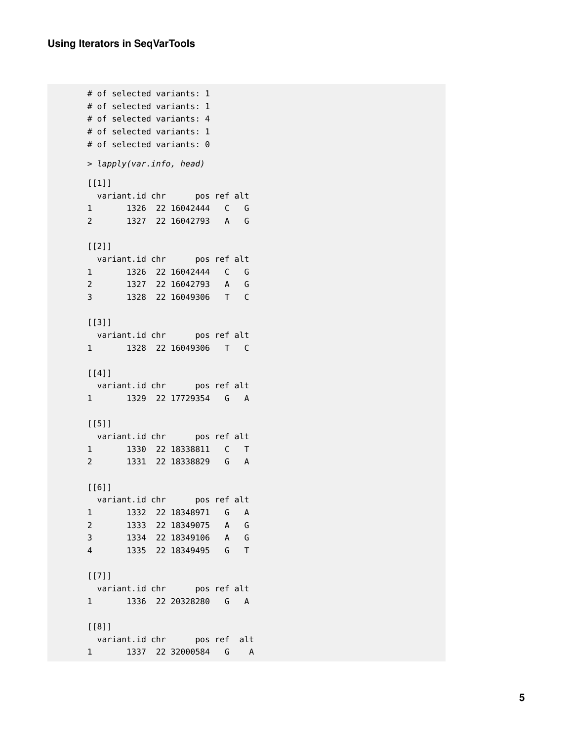```
## # of selected variants: 1
## # of selected variants: 1
## # of selected variants: 4
## # of selected variants: 1
## # of selected variants: 0
```

```
> lapply(var.info, head)

[[1]]
  variant.id chr      pos ref alt
1       1326  22 16042444   C   G
2       1327  22 16042793   A   G

[[2]]
  variant.id chr      pos ref alt
1       1326  22 16042444   C   G
2       1327  22 16042793   A   G
3       1328  22 16049306   T   C

[[3]]
  variant.id chr      pos ref alt
1       1328  22 16049306   T   C

[[4]]
  variant.id chr      pos ref alt
1       1329  22 17729354   G   A

[[5]]
  variant.id chr      pos ref alt
1       1330  22 18338811   C   T
2       1331  22 18338829   G   A

[[6]]
  variant.id chr      pos ref alt
1       1332  22 18348971   G   A
2       1333  22 18349075   A   G
3       1334  22 18349106   A   G
4       1335  22 18349495   G   T

[[7]]
  variant.id chr      pos ref alt
1       1336  22 20328280   G   A

[[8]]
  variant.id chr      pos ref  alt
1       1337  22 32000584   G    A
```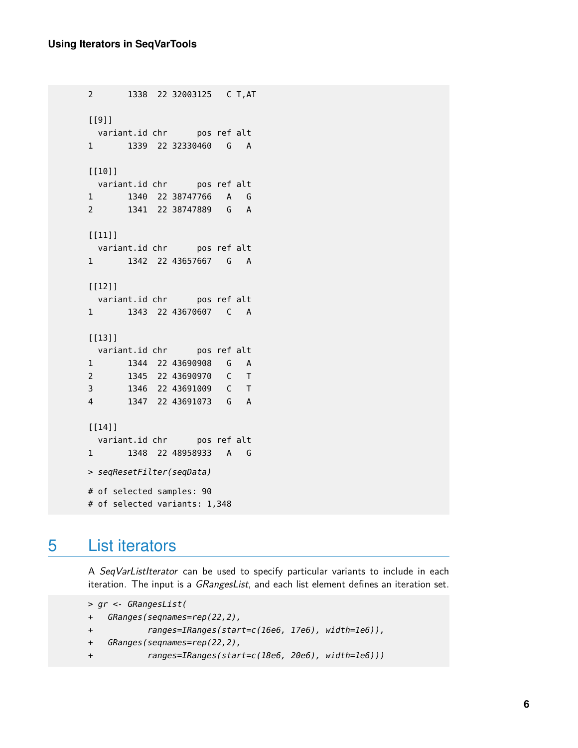```
2       1338  22 32003125   C T,AT

[[9]]
  variant.id chr      pos ref alt
1       1339  22 32330460   G   A

[[10]]
  variant.id chr      pos ref alt
1       1340  22 38747766   A   G
2       1341  22 38747889   G   A

[[11]]
  variant.id chr      pos ref alt
1       1342  22 43657667   G   A

[[12]]
  variant.id chr      pos ref alt
1       1343  22 43670607   C   A

[[13]]
  variant.id chr      pos ref alt
1       1344  22 43690908   G   A
2       1345  22 43690970   C   T
3       1346  22 43691009   C   T
4       1347  22 43691073   G   A

[[14]]
  variant.id chr      pos ref alt
1       1348  22 48958933   A   G

> seqResetFilter(seqData)

# of selected samples: 90
# of selected variants: 1,348
```

# 5 List iterators

A *SeqVarListIterator* can be used to specify particular variants to include in each iteration. The input is a *GRangesList*, and each list element defines an iteration set.

```
> gr <- GRangesList(
+   GRanges(seqnames=rep(22,2),
+           ranges=IRanges(start=c(16e6, 17e6), width=1e6)),
+   GRanges(seqnames=rep(22,2),
+           ranges=IRanges(start=c(18e6, 20e6), width=1e6)))
```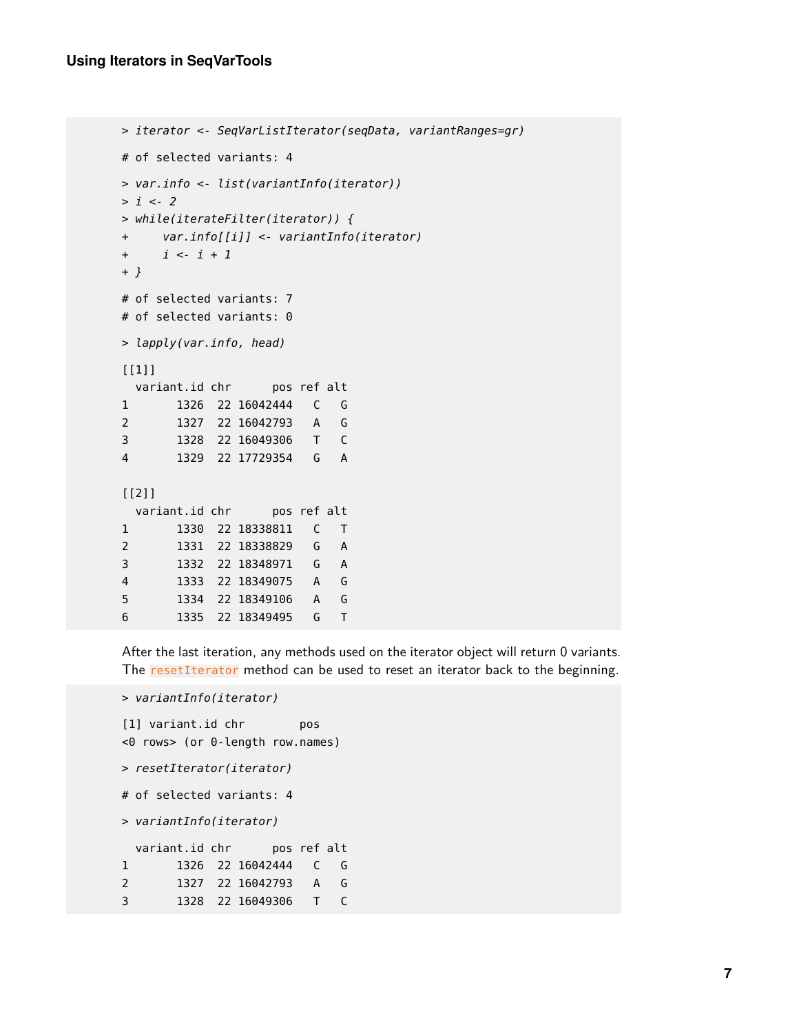```
> iterator <- SeqVarListIterator(seqData, variantRanges=gr)

# of selected variants: 4

> var.info <- list(variantInfo(iterator))
> i <- 2
> while(iterateFilter(iterator)) {
+     var.info[[i]] <- variantInfo(iterator)
+     i <- i + 1
+ }

# of selected variants: 7
# of selected variants: 0

> lapply(var.info, head)

[[1]]
  variant.id chr      pos ref alt
1       1326  22 16042444   C   G
2       1327  22 16042793   A   G
3       1328  22 16049306   T   C
4       1329  22 17729354   G   A

[[2]]
  variant.id chr      pos ref alt
1       1330  22 18338811   C   T
2       1331  22 18338829   G   A
3       1332  22 18348971   G   A
4       1333  22 18349075   A   G
5       1334  22 18349106   A   G
6       1335  22 18349495   G   T
```

After the last iteration, any methods used on the iterator object will return 0 variants. The `resetIterator` method can be used to reset an iterator back to the beginning.

```
> variantInfo(iterator)

[1] variant.id chr        pos
<0 rows> (or 0-length row.names)

> resetIterator(iterator)

# of selected variants: 4

> variantInfo(iterator)

  variant.id chr      pos ref alt
1       1326  22 16042444   C   G
2       1327  22 16042793   A   G
3       1328  22 16049306   T   C
```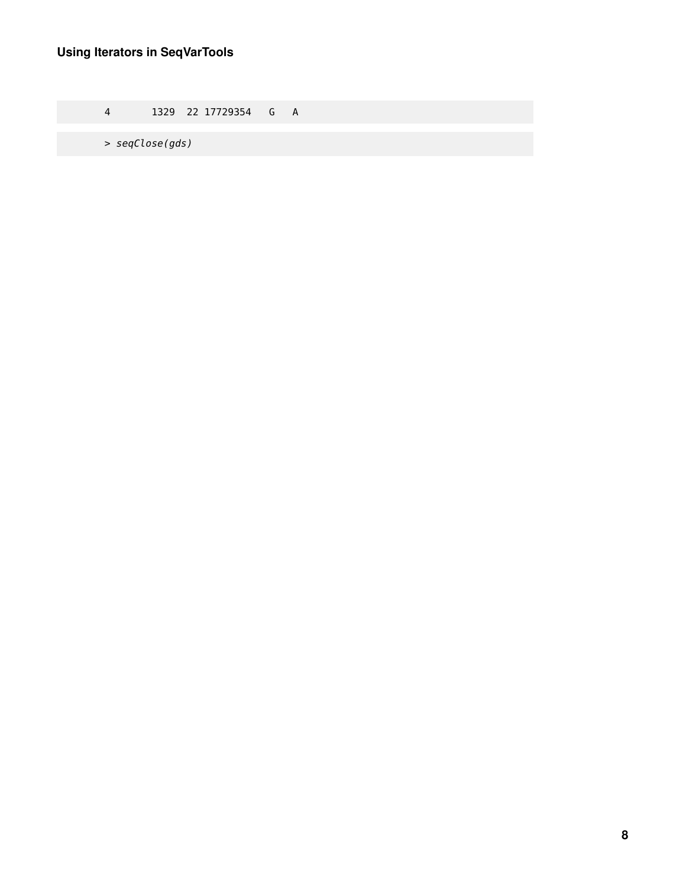```
4       1329  22 17729354   G   A
```

```
> seqClose(gds)
```